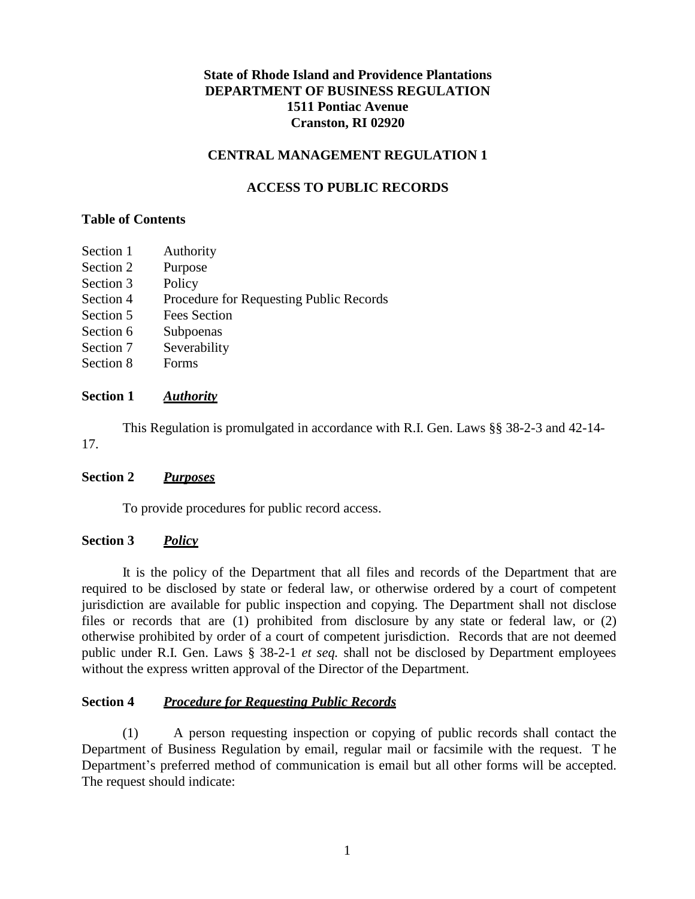**State of Rhode Island and Providence Plantations**
**DEPARTMENT OF BUSINESS REGULATION**
**1511 Pontiac Avenue**
**Cranston, RI 02920**

# CENTRAL MANAGEMENT REGULATION 1

# ACCESS TO PUBLIC RECORDS

**Table of Contents**

| | |
|---|---|
| Section 1 | Authority |
| Section 2 | Purpose |
| Section 3 | Policy |
| Section 4 | Procedure for Requesting Public Records |
| Section 5 | Fees Section |
| Section 6 | Subpoenas |
| Section 7 | Severability |
| Section 8 | Forms |

## Section 1 ***Authority***

This Regulation is promulgated in accordance with R.I. Gen. Laws §§ 38-2-3 and 42-14-17.

## Section 2 ***Purposes***

To provide procedures for public record access.

## Section 3 ***Policy***

It is the policy of the Department that all files and records of the Department that are required to be disclosed by state or federal law, or otherwise ordered by a court of competent jurisdiction are available for public inspection and copying. The Department shall not disclose files or records that are (1) prohibited from disclosure by any state or federal law, or (2) otherwise prohibited by order of a court of competent jurisdiction. Records that are not deemed public under R.I. Gen. Laws § 38-2-1 *et seq.* shall not be disclosed by Department employees without the express written approval of the Director of the Department.

## Section 4 ***Procedure for Requesting Public Records***

(1) A person requesting inspection or copying of public records shall contact the Department of Business Regulation by email, regular mail or facsimile with the request. T he Department's preferred method of communication is email but all other forms will be accepted. The request should indicate: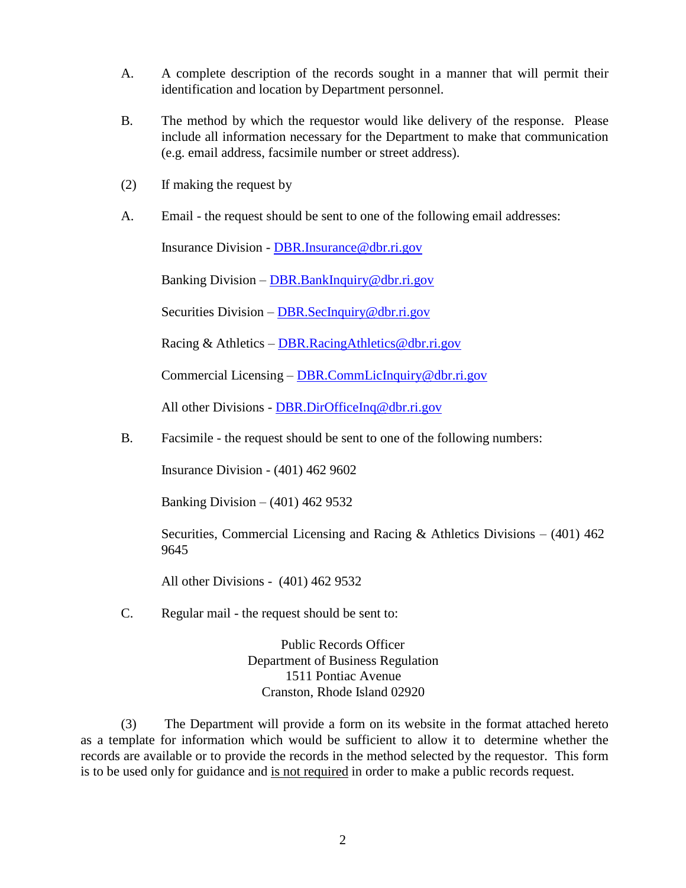A. A complete description of the records sought in a manner that will permit their identification and location by Department personnel.

B. The method by which the requestor would like delivery of the response. Please include all information necessary for the Department to make that communication (e.g. email address, facsimile number or street address).

(2) If making the request by

A. Email - the request should be sent to one of the following email addresses:

Insurance Division - DBR.Insurance@dbr.ri.gov

Banking Division – DBR.BankInquiry@dbr.ri.gov

Securities Division – DBR.SecInquiry@dbr.ri.gov

Racing & Athletics – DBR.RacingAthletics@dbr.ri.gov

Commercial Licensing – DBR.CommLicInquiry@dbr.ri.gov

All other Divisions - DBR.DirOfficeInq@dbr.ri.gov

B. Facsimile - the request should be sent to one of the following numbers:

Insurance Division - (401) 462 9602

Banking Division – (401) 462 9532

Securities, Commercial Licensing and Racing & Athletics Divisions – (401) 462 9645

All other Divisions - (401) 462 9532

C. Regular mail - the request should be sent to:

Public Records Officer
Department of Business Regulation
1511 Pontiac Avenue
Cranston, Rhode Island 02920

(3) The Department will provide a form on its website in the format attached hereto as a template for information which would be sufficient to allow it to determine whether the records are available or to provide the records in the method selected by the requestor. This form is to be used only for guidance and <u>is not required</u> in order to make a public records request.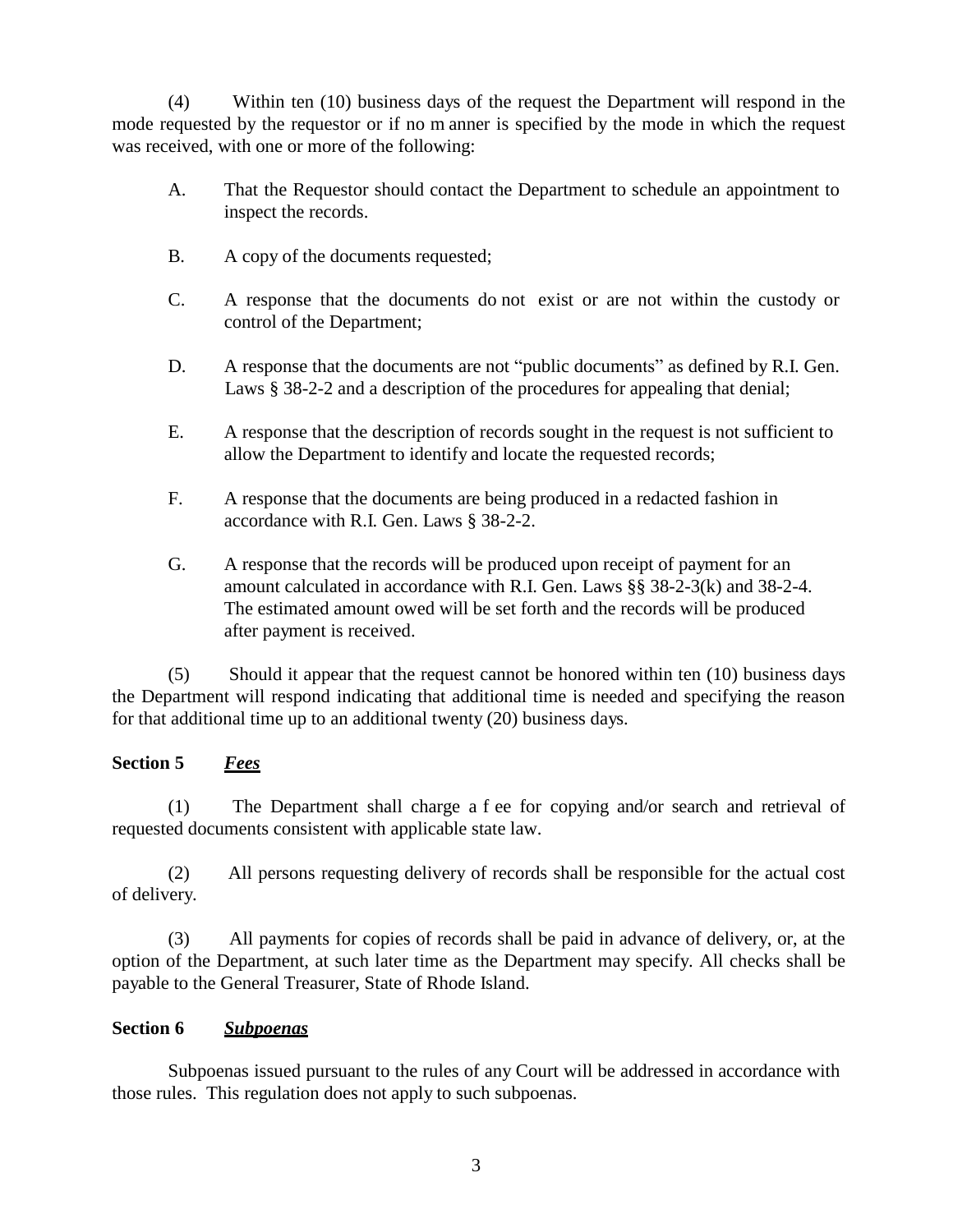(4) Within ten (10) business days of the request the Department will respond in the mode requested by the requestor or if no m anner is specified by the mode in which the request was received, with one or more of the following:

A. That the Requestor should contact the Department to schedule an appointment to inspect the records.

B. A copy of the documents requested;

C. A response that the documents do not exist or are not within the custody or control of the Department;

D. A response that the documents are not "public documents" as defined by R.I. Gen. Laws § 38-2-2 and a description of the procedures for appealing that denial;

E. A response that the description of records sought in the request is not sufficient to allow the Department to identify and locate the requested records;

F. A response that the documents are being produced in a redacted fashion in accordance with R.I. Gen. Laws § 38-2-2.

G. A response that the records will be produced upon receipt of payment for an amount calculated in accordance with R.I. Gen. Laws §§ 38-2-3(k) and 38-2-4. The estimated amount owed will be set forth and the records will be produced after payment is received.

(5) Should it appear that the request cannot be honored within ten (10) business days the Department will respond indicating that additional time is needed and specifying the reason for that additional time up to an additional twenty (20) business days.

**Section 5** ***<u>Fees</u>***

(1) The Department shall charge a f ee for copying and/or search and retrieval of requested documents consistent with applicable state law.

(2) All persons requesting delivery of records shall be responsible for the actual cost of delivery.

(3) All payments for copies of records shall be paid in advance of delivery, or, at the option of the Department, at such later time as the Department may specify. All checks shall be payable to the General Treasurer, State of Rhode Island.

**Section 6** ***<u>Subpoenas</u>***

Subpoenas issued pursuant to the rules of any Court will be addressed in accordance with those rules. This regulation does not apply to such subpoenas.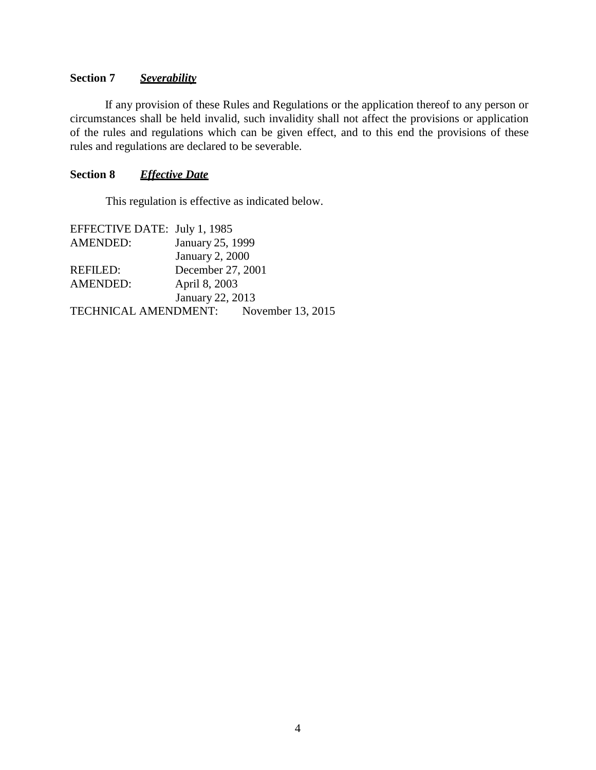**Section 7** ***Severability***

If any provision of these Rules and Regulations or the application thereof to any person or circumstances shall be held invalid, such invalidity shall not affect the provisions or application of the rules and regulations which can be given effect, and to this end the provisions of these rules and regulations are declared to be severable.

**Section 8** ***Effective Date***

This regulation is effective as indicated below.

EFFECTIVE DATE: July 1, 1985
AMENDED: January 25, 1999
January 2, 2000
REFILED: December 27, 2001
AMENDED: April 8, 2003
January 22, 2013
TECHNICAL AMENDMENT: November 13, 2015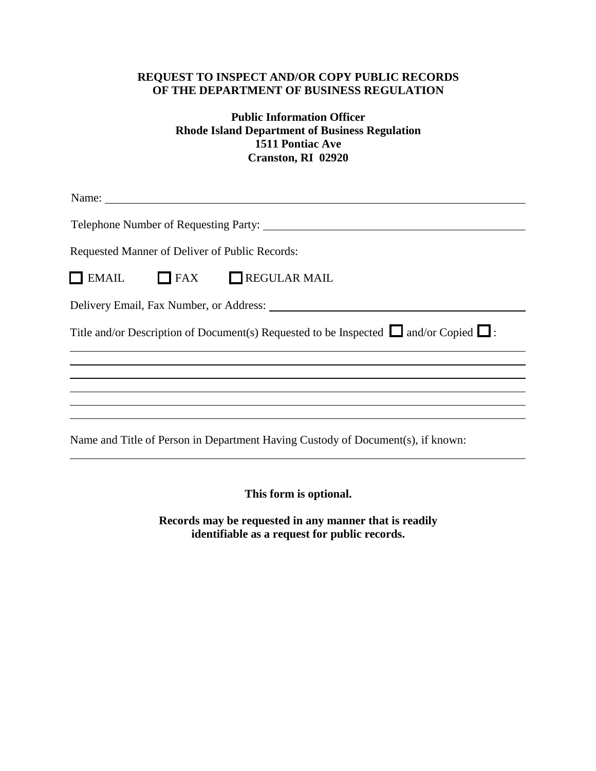**REQUEST TO INSPECT AND/OR COPY PUBLIC RECORDS OF THE DEPARTMENT OF BUSINESS REGULATION**

**Public Information Officer**
**Rhode Island Department of Business Regulation**
**1511 Pontiac Ave**
**Cranston, RI 02920**

Name: ______________________________________________

Telephone Number of Requesting Party: ______________________________

Requested Manner of Deliver of Public Records:

☐ EMAIL ☐ FAX ☐ REGULAR MAIL

Delivery Email, Fax Number, or Address: ______________________________

Title and/or Description of Document(s) Requested to be Inspected ☐ and/or Copied ☐:

______________________________________________

______________________________________________

______________________________________________

______________________________________________

______________________________________________

______________________________________________

Name and Title of Person in Department Having Custody of Document(s), if known:

______________________________________________

**This form is optional.**

**Records may be requested in any manner that is readily identifiable as a request for public records.**